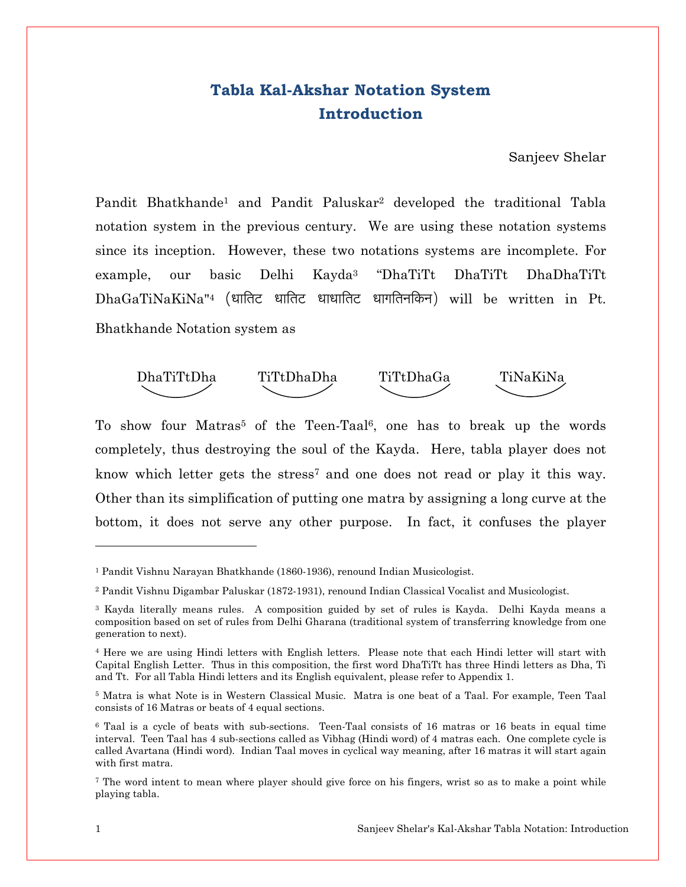# Tabla Kal-Akshar Notation System
# Introduction

Sanjeev Shelar

Pandit Bhatkhande[1] and Pandit Paluskar[2] developed the traditional Tabla notation system in the previous century. We are using these notation systems since its inception. However, these two notations systems are incomplete. For example, our basic Delhi Kayda[3] "DhaTiTt DhaTiTt DhaDhaTiTt DhaGaTiNaKiNa"[4] (धातिट धातिट धाधातिट धागतिनकिन) will be written in Pt. Bhatkhande Notation system as

DhaTiTtDha    TiTtDhaDha    TiTtDhaGa    TiNaKiNa

To show four Matras[5] of the Teen-Taal[6], one has to break up the words completely, thus destroying the soul of the Kayda. Here, tabla player does not know which letter gets the stress[7] and one does not read or play it this way. Other than its simplification of putting one matra by assigning a long curve at the bottom, it does not serve any other purpose. In fact, it confuses the player

---

[1] Pandit Vishnu Narayan Bhatkhande (1860-1936), renound Indian Musicologist.

[2] Pandit Vishnu Digambar Paluskar (1872-1931), renound Indian Classical Vocalist and Musicologist.

[3] Kayda literally means rules. A composition guided by set of rules is Kayda. Delhi Kayda means a composition based on set of rules from Delhi Gharana (traditional system of transferring knowledge from one generation to next).

[4] Here we are using Hindi letters with English letters. Please note that each Hindi letter will start with Capital English Letter. Thus in this composition, the first word DhaTiTt has three Hindi letters as Dha, Ti and Tt. For all Tabla Hindi letters and its English equivalent, please refer to Appendix 1.

[5] Matra is what Note is in Western Classical Music. Matra is one beat of a Taal. For example, Teen Taal consists of 16 Matras or beats of 4 equal sections.

[6] Taal is a cycle of beats with sub-sections. Teen-Taal consists of 16 matras or 16 beats in equal time interval. Teen Taal has 4 sub-sections called as Vibhag (Hindi word) of 4 matras each. One complete cycle is called Avartana (Hindi word). Indian Taal moves in cyclical way meaning, after 16 matras it will start again with first matra.

[7] The word intent to mean where player should give force on his fingers, wrist so as to make a point while playing tabla.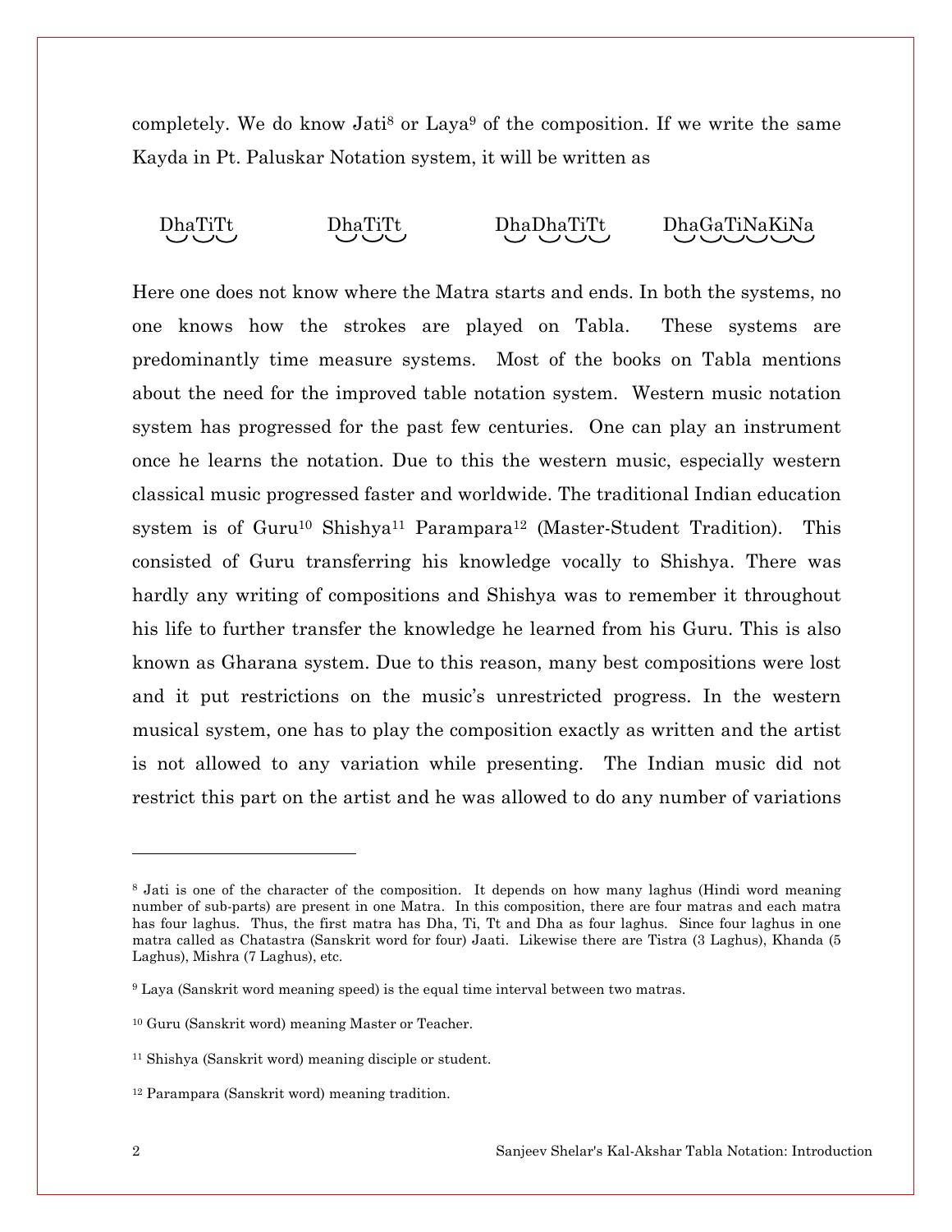completely. We do know Jati[8] or Laya[9] of the composition. If we write the same Kayda in Pt. Paluskar Notation system, it will be written as

DhaTiTt      DhaTiTt      DhaDhaTiTt      DhaGaTiNaKiNa

Here one does not know where the Matra starts and ends. In both the systems, no one knows how the strokes are played on Tabla. These systems are predominantly time measure systems. Most of the books on Tabla mentions about the need for the improved table notation system. Western music notation system has progressed for the past few centuries. One can play an instrument once he learns the notation. Due to this the western music, especially western classical music progressed faster and worldwide. The traditional Indian education system is of Guru[10] Shishya[11] Parampara[12] (Master-Student Tradition). This consisted of Guru transferring his knowledge vocally to Shishya. There was hardly any writing of compositions and Shishya was to remember it throughout his life to further transfer the knowledge he learned from his Guru. This is also known as Gharana system. Due to this reason, many best compositions were lost and it put restrictions on the music's unrestricted progress. In the western musical system, one has to play the composition exactly as written and the artist is not allowed to any variation while presenting. The Indian music did not restrict this part on the artist and he was allowed to do any number of variations

---

[8] Jati is one of the character of the composition. It depends on how many laghus (Hindi word meaning number of sub-parts) are present in one Matra. In this composition, there are four matras and each matra has four laghus. Thus, the first matra has Dha, Ti, Tt and Dha as four laghus. Since four laghus in one matra called as Chatastra (Sanskrit word for four) Jaati. Likewise there are Tistra (3 Laghus), Khanda (5 Laghus), Mishra (7 Laghus), etc.

[9] Laya (Sanskrit word meaning speed) is the equal time interval between two matras.

[10] Guru (Sanskrit word) meaning Master or Teacher.

[11] Shishya (Sanskrit word) meaning disciple or student.

[12] Parampara (Sanskrit word) meaning tradition.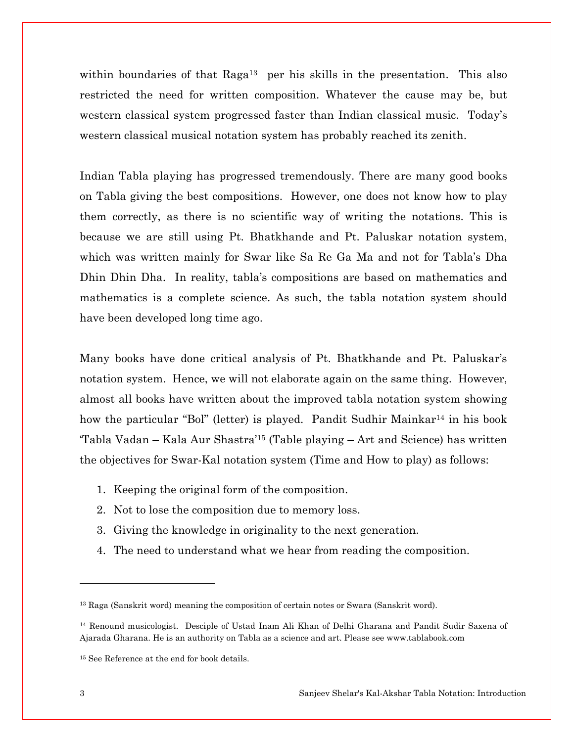within boundaries of that Raga[13] per his skills in the presentation. This also restricted the need for written composition. Whatever the cause may be, but western classical system progressed faster than Indian classical music. Today's western classical musical notation system has probably reached its zenith.

Indian Tabla playing has progressed tremendously. There are many good books on Tabla giving the best compositions. However, one does not know how to play them correctly, as there is no scientific way of writing the notations. This is because we are still using Pt. Bhatkhande and Pt. Paluskar notation system, which was written mainly for Swar like Sa Re Ga Ma and not for Tabla's Dha Dhin Dhin Dha. In reality, tabla's compositions are based on mathematics and mathematics is a complete science. As such, the tabla notation system should have been developed long time ago.

Many books have done critical analysis of Pt. Bhatkhande and Pt. Paluskar's notation system. Hence, we will not elaborate again on the same thing. However, almost all books have written about the improved tabla notation system showing how the particular "Bol" (letter) is played. Pandit Sudhir Mainkar[14] in his book 'Tabla Vadan – Kala Aur Shastra'[15] (Table playing – Art and Science) has written the objectives for Swar-Kal notation system (Time and How to play) as follows:

1. Keeping the original form of the composition.
2. Not to lose the composition due to memory loss.
3. Giving the knowledge in originality to the next generation.
4. The need to understand what we hear from reading the composition.

---

[13] Raga (Sanskrit word) meaning the composition of certain notes or Swara (Sanskrit word).

[14] Renound musicologist. Desciple of Ustad Inam Ali Khan of Delhi Gharana and Pandit Sudir Saxena of Ajarada Gharana. He is an authority on Tabla as a science and art. Please see www.tablabook.com

[15] See Reference at the end for book details.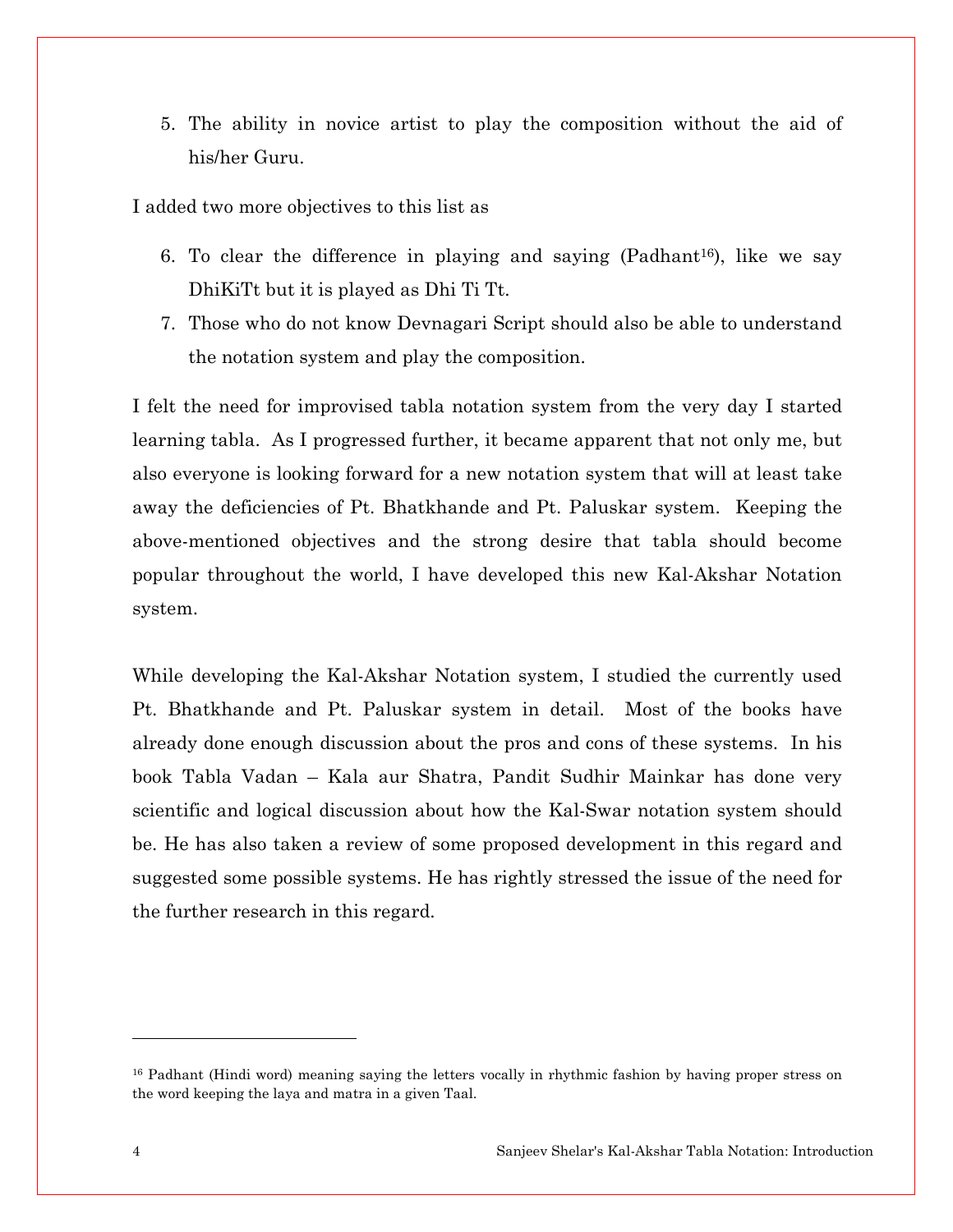5. The ability in novice artist to play the composition without the aid of his/her Guru.

I added two more objectives to this list as

6. To clear the difference in playing and saying (Padhant[16]), like we say DhiKiTt but it is played as Dhi Ti Tt.
7. Those who do not know Devnagari Script should also be able to understand the notation system and play the composition.

I felt the need for improvised tabla notation system from the very day I started learning tabla. As I progressed further, it became apparent that not only me, but also everyone is looking forward for a new notation system that will at least take away the deficiencies of Pt. Bhatkhande and Pt. Paluskar system. Keeping the above-mentioned objectives and the strong desire that tabla should become popular throughout the world, I have developed this new Kal-Akshar Notation system.

While developing the Kal-Akshar Notation system, I studied the currently used Pt. Bhatkhande and Pt. Paluskar system in detail. Most of the books have already done enough discussion about the pros and cons of these systems. In his book Tabla Vadan – Kala aur Shatra, Pandit Sudhir Mainkar has done very scientific and logical discussion about how the Kal-Swar notation system should be. He has also taken a review of some proposed development in this regard and suggested some possible systems. He has rightly stressed the issue of the need for the further research in this regard.

---

[16] Padhant (Hindi word) meaning saying the letters vocally in rhythmic fashion by having proper stress on the word keeping the laya and matra in a given Taal.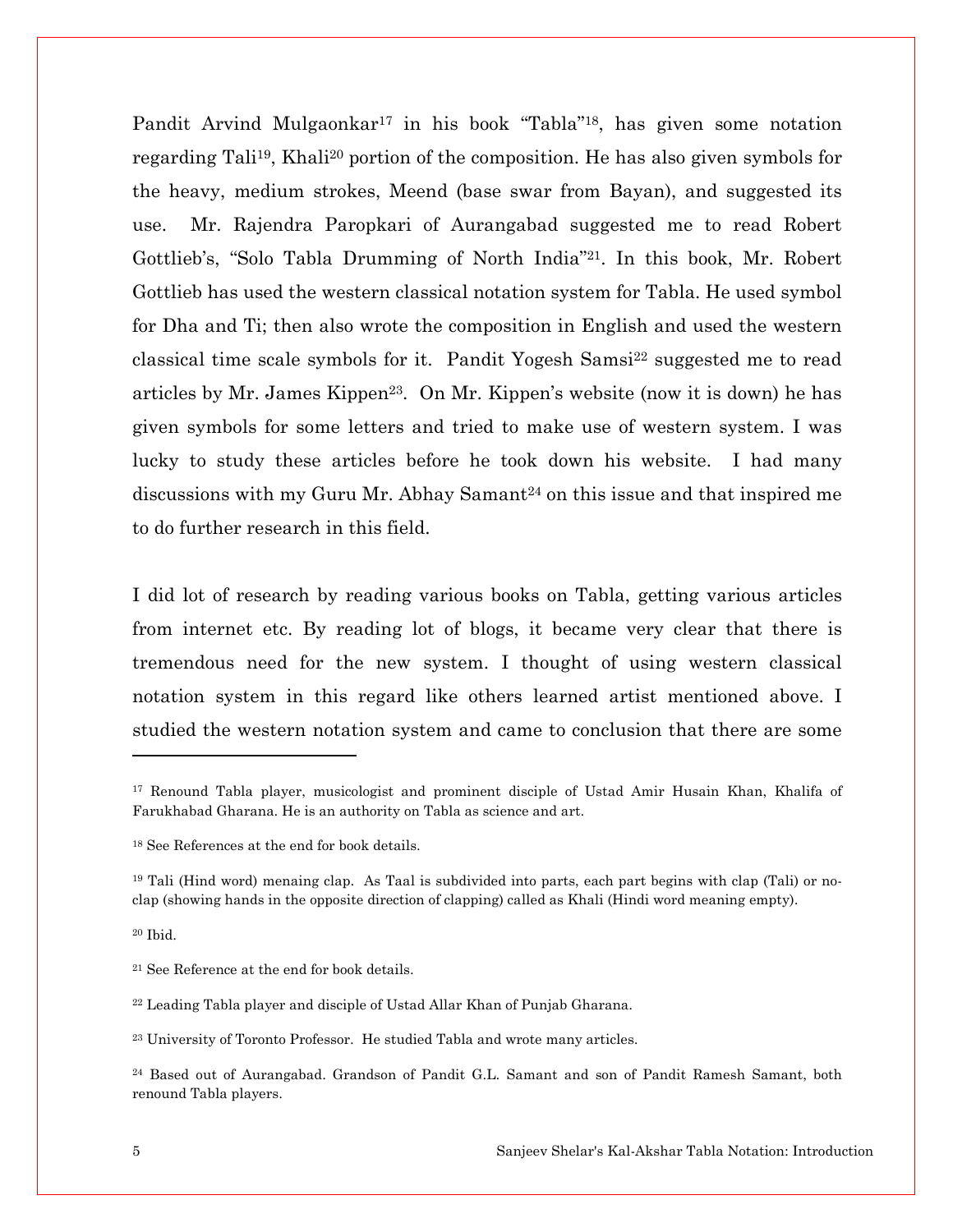Pandit Arvind Mulgaonkar[17] in his book "Tabla"[18], has given some notation regarding Tali[19], Khali[20] portion of the composition. He has also given symbols for the heavy, medium strokes, Meend (base swar from Bayan), and suggested its use. Mr. Rajendra Paropkari of Aurangabad suggested me to read Robert Gottlieb's, "Solo Tabla Drumming of North India"[21]. In this book, Mr. Robert Gottlieb has used the western classical notation system for Tabla. He used symbol for Dha and Ti; then also wrote the composition in English and used the western classical time scale symbols for it. Pandit Yogesh Samsi[22] suggested me to read articles by Mr. James Kippen[23]. On Mr. Kippen's website (now it is down) he has given symbols for some letters and tried to make use of western system. I was lucky to study these articles before he took down his website. I had many discussions with my Guru Mr. Abhay Samant[24] on this issue and that inspired me to do further research in this field.

I did lot of research by reading various books on Tabla, getting various articles from internet etc. By reading lot of blogs, it became very clear that there is tremendous need for the new system. I thought of using western classical notation system in this regard like others learned artist mentioned above. I studied the western notation system and came to conclusion that there are some

---

[17] Renound Tabla player, musicologist and prominent disciple of Ustad Amir Husain Khan, Khalifa of Farukhabad Gharana. He is an authority on Tabla as science and art.

[18] See References at the end for book details.

[19] Tali (Hind word) menaing clap. As Taal is subdivided into parts, each part begins with clap (Tali) or no-clap (showing hands in the opposite direction of clapping) called as Khali (Hindi word meaning empty).

[20] Ibid.

[21] See Reference at the end for book details.

[22] Leading Tabla player and disciple of Ustad Allar Khan of Punjab Gharana.

[23] University of Toronto Professor. He studied Tabla and wrote many articles.

[24] Based out of Aurangabad. Grandson of Pandit G.L. Samant and son of Pandit Ramesh Samant, both renound Tabla players.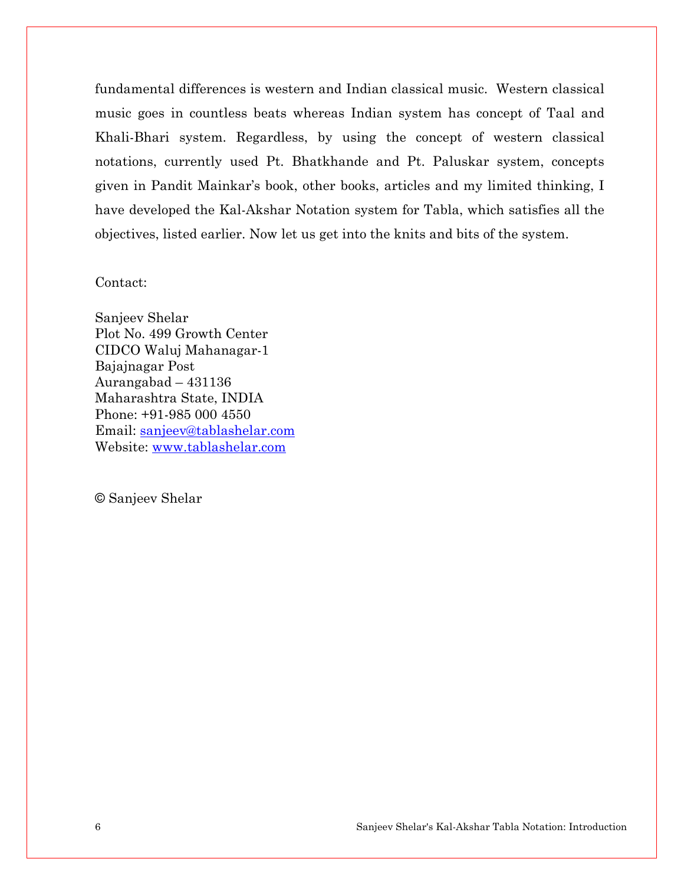fundamental differences is western and Indian classical music. Western classical music goes in countless beats whereas Indian system has concept of Taal and Khali-Bhari system. Regardless, by using the concept of western classical notations, currently used Pt. Bhatkhande and Pt. Paluskar system, concepts given in Pandit Mainkar's book, other books, articles and my limited thinking, I have developed the Kal-Akshar Notation system for Tabla, which satisfies all the objectives, listed earlier. Now let us get into the knits and bits of the system.

Contact:

Sanjeev Shelar  
Plot No. 499 Growth Center  
CIDCO Waluj Mahanagar-1  
Bajajnagar Post  
Aurangabad – 431136  
Maharashtra State, INDIA  
Phone: +91-985 000 4550  
Email: sanjeev@tablashelar.com  
Website: www.tablashelar.com

© Sanjeev Shelar